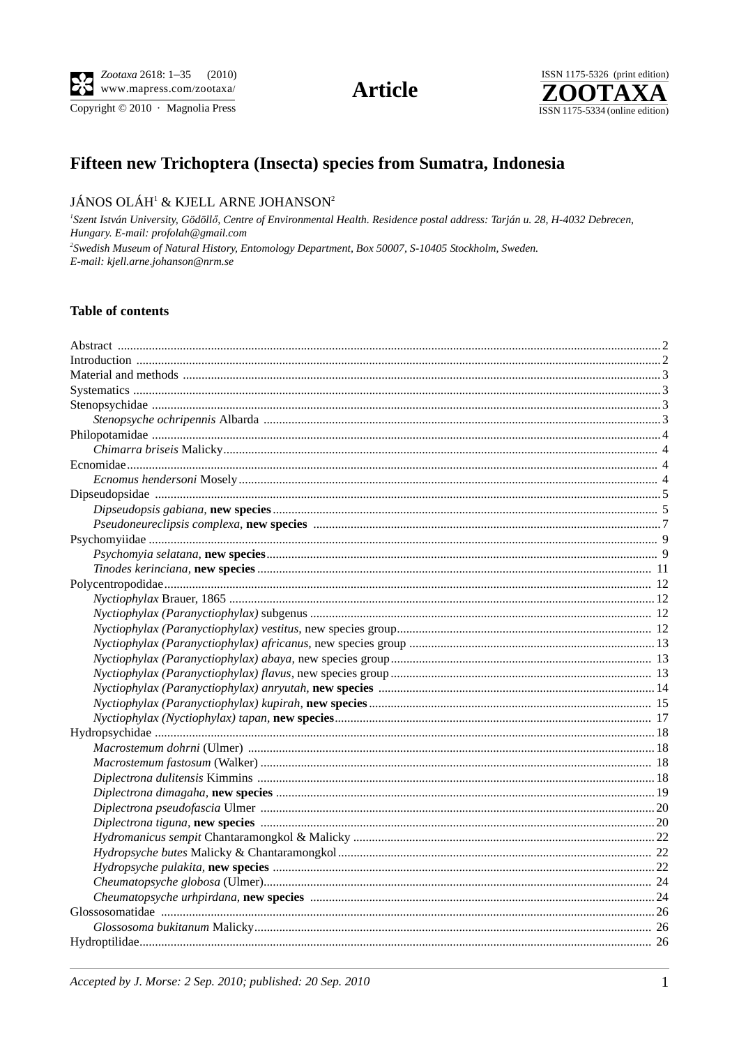Article

# Fifteen new Trichoptera (Insecta) species from Sumatra, Indonesia

JÁNOS OLÁH[1] & KJELL ARNE JOHANSON[2]

[1]*Szent István University, Gödöllő, Centre of Environmental Health. Residence postal address: Tarján u. 28, H-4032 Debrecen, Hungary. E-mail: profolah@gmail.com*

[2]*Swedish Museum of Natural History, Entomology Department, Box 50007, S-10405 Stockholm, Sweden. E-mail: kjell.arne.johanson@nrm.se*

## Table of contents

Abstract ..... 2
Introduction ..... 2
Material and methods ..... 3
Systematics ..... 3
Stenopsychidae ..... 3
- *Stenopsyche ochripennis* Albarda ..... 3

Philopotamidae ..... 4
- *Chimarra briseis* Malicky ..... 4

Ecnomidae ..... 4
- *Ecnomus hendersoni* Mosely ..... 4

Dipseudopsidae ..... 5
- *Dipseudopsis gabiana*, **new species** ..... 5
- *Pseudoneureclipsis complexa*, **new species** ..... 7

Psychomyiidae ..... 9
- *Psychomyia selatana*, **new species** ..... 9
- *Tinodes kerinciana*, **new species** ..... 11

Polycentropodidae ..... 12
- *Nyctiophylax* Brauer, 1865 ..... 12
- *Nyctiophylax (Paranyctiophylax)* subgenus ..... 12
- *Nyctiophylax (Paranyctiophylax) vestitus*, new species group ..... 12
- *Nyctiophylax (Paranyctiophylax) africanus*, new species group ..... 13
- *Nyctiophylax (Paranyctiophylax) abaya*, new species group ..... 13
- *Nyctiophylax (Paranyctiophylax) flavus*, new species group ..... 13
- *Nyctiophylax (Paranyctiophylax) anryutah*, **new species** ..... 14
- *Nyctiophylax (Paranyctiophylax) kupirah*, **new species** ..... 15
- *Nyctiophylax (Nyctiophylax) tapan*, **new species** ..... 17

Hydropsychidae ..... 18
- *Macrostemum dohrni* (Ulmer) ..... 18
- *Macrostemum fastosum* (Walker) ..... 18
- *Diplectrona dulitensis* Kimmins ..... 18
- *Diplectrona dimagaha*, **new species** ..... 19
- *Diplectrona pseudofascia* Ulmer ..... 20
- *Diplectrona tiguna*, **new species** ..... 20
- *Hydromanicus sempit* Chantaramongkol & Malicky ..... 22
- *Hydropsyche butes* Malicky & Chantaramongkol ..... 22
- *Hydropsyche pulakita*, **new species** ..... 22
- *Cheumatopsyche globosa* (Ulmer) ..... 24
- *Cheumatopsyche urhpirdana*, **new species** ..... 24

Glossosomatidae ..... 26
- *Glossosoma bukitanum* Malicky ..... 26

Hydroptilidae ..... 26

*Accepted by J. Morse: 2 Sep. 2010; published: 20 Sep. 2010*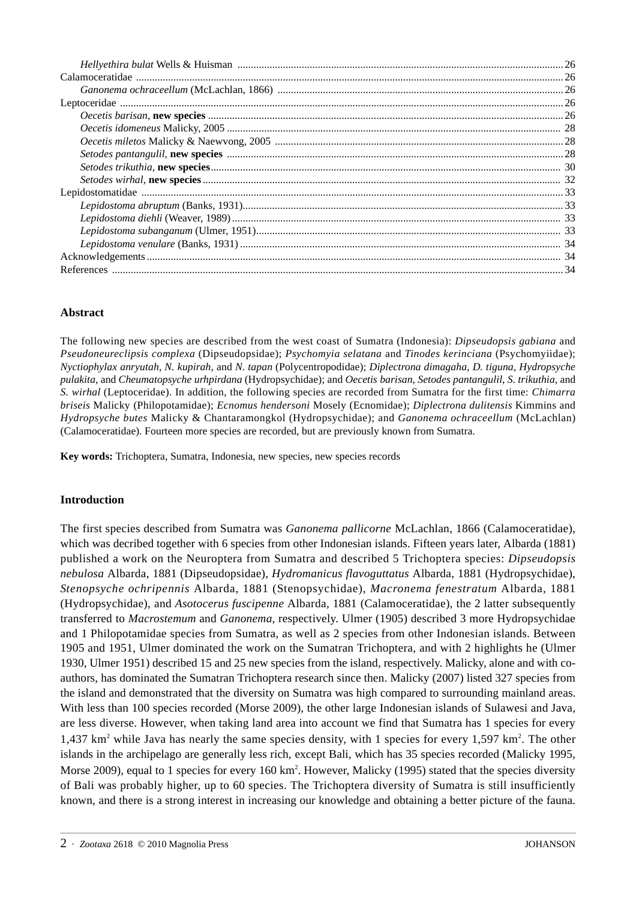*Hellyethira bulat* Wells & Huisman ............ 26
Calamoceratidae ............ 26
*Ganonema ochraceellum* (McLachlan, 1866) ............ 26
Leptoceridae ............ 26
*Oecetis barisan*, **new species** ............ 26
*Oecetis idomeneus* Malicky, 2005 ............ 28
*Oecetis miletos* Malicky & Naewvong, 2005 ............ 28
*Setodes pantangulil*, **new species** ............ 28
*Setodes trikuthia*, **new species** ............ 30
*Setodes wirhal*, **new species** ............ 32
Lepidostomatidae ............ 33
*Lepidostoma abruptum* (Banks, 1931) ............ 33
*Lepidostoma diehli* (Weaver, 1989) ............ 33
*Lepidostoma subanganum* (Ulmer, 1951) ............ 33
*Lepidostoma venulare* (Banks, 1931) ............ 34
Acknowledgements ............ 34
References ............ 34

## Abstract

The following new species are described from the west coast of Sumatra (Indonesia): *Dipseudopsis gabiana* and *Pseudoneureclipsis complexa* (Dipseudopsidae); *Psychomyia selatana* and *Tinodes kerinciana* (Psychomyiidae); *Nyctiophylax anryutah*, *N. kupirah*, and *N. tapan* (Polycentropodidae); *Diplectrona dimagaha*, *D. tiguna*, *Hydropsyche pulakita*, and *Cheumatopsyche urhpirdana* (Hydropsychidae); and *Oecetis barisan*, *Setodes pantangulil*, *S. trikuthia*, and *S. wirhal* (Leptoceridae). In addition, the following species are recorded from Sumatra for the first time: *Chimarra briseis* Malicky (Philopotamidae); *Ecnomus hendersoni* Mosely (Ecnomidae); *Diplectrona dulitensis* Kimmins and *Hydropsyche butes* Malicky & Chantaramongkol (Hydropsychidae); and *Ganonema ochraceellum* (McLachlan) (Calamoceratidae). Fourteen more species are recorded, but are previously known from Sumatra.

**Key words:** Trichoptera, Sumatra, Indonesia, new species, new species records

## Introduction

The first species described from Sumatra was *Ganonema pallicorne* McLachlan, 1866 (Calamoceratidae), which was decribed together with 6 species from other Indonesian islands. Fifteen years later, Albarda (1881) published a work on the Neuroptera from Sumatra and described 5 Trichoptera species: *Dipseudopsis nebulosa* Albarda, 1881 (Dipseudopsidae), *Hydromanicus flavoguttatus* Albarda, 1881 (Hydropsychidae), *Stenopsyche ochripennis* Albarda, 1881 (Stenopsychidae), *Macronema fenestratum* Albarda, 1881 (Hydropsychidae), and *Asotocerus fuscipenne* Albarda, 1881 (Calamoceratidae), the 2 latter subsequently transferred to *Macrostemum* and *Ganonema*, respectively. Ulmer (1905) described 3 more Hydropsychidae and 1 Philopotamidae species from Sumatra, as well as 2 species from other Indonesian islands. Between 1905 and 1951, Ulmer dominated the work on the Sumatran Trichoptera, and with 2 highlights he (Ulmer 1930, Ulmer 1951) described 15 and 25 new species from the island, respectively. Malicky, alone and with co-authors, has dominated the Sumatran Trichoptera research since then. Malicky (2007) listed 327 species from the island and demonstrated that the diversity on Sumatra was high compared to surrounding mainland areas. With less than 100 species recorded (Morse 2009), the other large Indonesian islands of Sulawesi and Java, are less diverse. However, when taking land area into account we find that Sumatra has 1 species for every 1,437 $km^2$ while Java has nearly the same species density, with 1 species for every 1,597 $km^2$. The other islands in the archipelago are generally less rich, except Bali, which has 35 species recorded (Malicky 1995, Morse 2009), equal to 1 species for every 160 $km^2$. However, Malicky (1995) stated that the species diversity of Bali was probably higher, up to 60 species. The Trichoptera diversity of Sumatra is still insufficiently known, and there is a strong interest in increasing our knowledge and obtaining a better picture of the fauna.